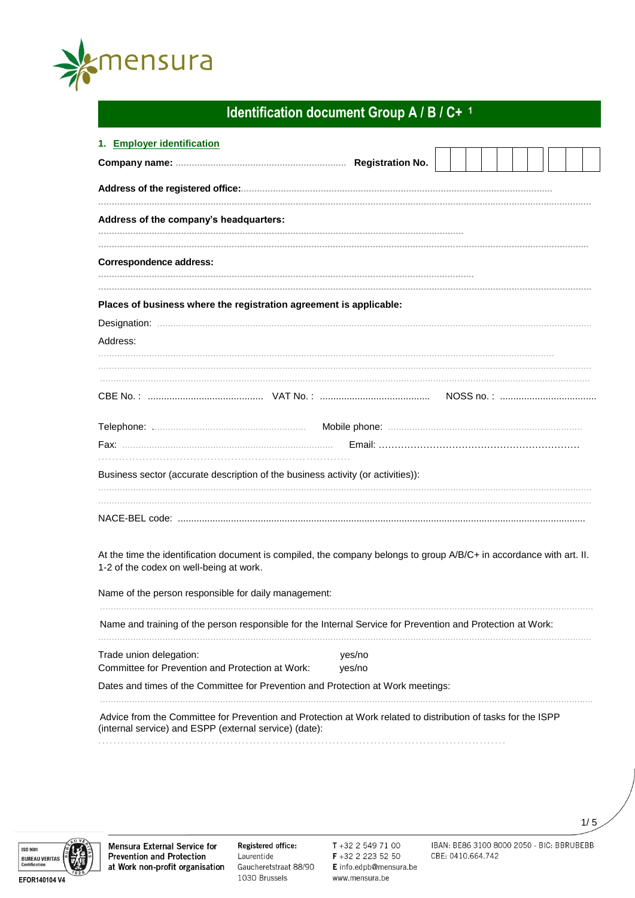# Identification document Group A / B / C+ [1]

## 1. Employer identification

**Company name:** ............................................................... **Registration No.** | | | | | | | | | | | |

**Address of the registered office:**.................................................................................................................

.................................................................................................................................................................

**Address of the company's headquarters:**

.........................................................................................................................................

.................................................................................................................................................................

**Correspondence address:**

.........................................................................................................................................

.................................................................................................................................................................

**Places of business where the registration agreement is applicable:**

Designation: .................................................................................................................................................

Address:

.................................................................................................................................................................

.................................................................................................................................................................

.................................................................................................................................................................

CBE No. : ........................................... VAT No. : ......................................... NOSS no. : ....................................

Telephone: ......................................................... Mobile phone: .......................................................................

Fax: ............................................................................... Email: ……………………………………………………….

…………………………………………………………………

Business sector (accurate description of the business activity (or activities)):

.................................................................................................................................................................

.................................................................................................................................................................

NACE-BEL code: .........................................................................................................................................

At the time the identification document is compiled, the company belongs to group A/B/C+ in accordance with art. II. 1-2 of the codex on well-being at work.

Name of the person responsible for daily management:

.................................................................................................................................................................

Name and training of the person responsible for the Internal Service for Prevention and Protection at Work:

.................................................................................................................................................................

Trade union delegation: yes/no

Committee for Prevention and Protection at Work: yes/no

Dates and times of the Committee for Prevention and Protection at Work meetings:

.................................................................................................................................................................

Advice from the Committee for Prevention and Protection at Work related to distribution of tasks for the ISPP (internal service) and ESPP (external service) (date):

...............................................................................................................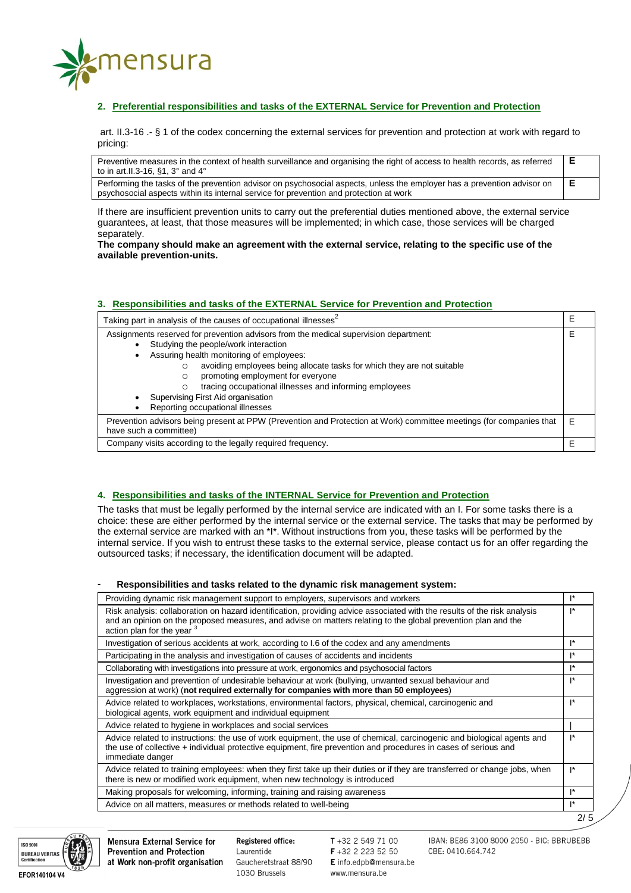## 2. Preferential responsibilities and tasks of the EXTERNAL Service for Prevention and Protection

art. II.3-16 .- § 1 of the codex concerning the external services for prevention and protection at work with regard to pricing:

| | |
|---|---|
| Preventive measures in the context of health surveillance and organising the right of access to health records, as referred to in art.II.3-16, §1, 3° and 4° | **E** |
| Performing the tasks of the prevention advisor on psychosocial aspects, unless the employer has a prevention advisor on psychosocial aspects within its internal service for prevention and protection at work | **E** |

If there are insufficient prevention units to carry out the preferential duties mentioned above, the external service guarantees, at least, that those measures will be implemented; in which case, those services will be charged separately.

**The company should make an agreement with the external service, relating to the specific use of the available prevention-units.**

## 3. Responsibilities and tasks of the EXTERNAL Service for Prevention and Protection

| | |
|---|---|
| Taking part in analysis of the causes of occupational illnesses[2] | E |
| Assignments reserved for prevention advisors from the medical supervision department:<br>• Studying the people/work interaction<br>• Assuring health monitoring of employees:<br>&nbsp;&nbsp;&nbsp;○ avoiding employees being allocate tasks for which they are not suitable<br>&nbsp;&nbsp;&nbsp;○ promoting employment for everyone<br>&nbsp;&nbsp;&nbsp;○ tracing occupational illnesses and informing employees<br>• Supervising First Aid organisation<br>• Reporting occupational illnesses | E |
| Prevention advisors being present at PPW (Prevention and Protection at Work) committee meetings (for companies that have such a committee) | E |
| Company visits according to the legally required frequency. | E |

## 4. Responsibilities and tasks of the INTERNAL Service for Prevention and Protection

The tasks that must be legally performed by the internal service are indicated with an I. For some tasks there is a choice: these are either performed by the internal service or the external service. The tasks that may be performed by the external service are marked with an *I*. Without instructions from you, these tasks will be performed by the internal service. If you wish to entrust these tasks to the external service, please contact us for an offer regarding the outsourced tasks; if necessary, the identification document will be adapted.

- **Responsibilities and tasks related to the dynamic risk management system:**

| | |
|---|---|
| Providing dynamic risk management support to employers, supervisors and workers | I* |
| Risk analysis: collaboration on hazard identification, providing advice associated with the results of the risk analysis and an opinion on the proposed measures, and advise on matters relating to the global prevention plan and the action plan for the year [3] | I* |
| Investigation of serious accidents at work, according to I.6 of the codex and any amendments | I* |
| Participating in the analysis and investigation of causes of accidents and incidents | I* |
| Collaborating with investigations into pressure at work, ergonomics and psychosocial factors | I* |
| Investigation and prevention of undesirable behaviour at work (bullying, unwanted sexual behaviour and aggression at work) (**not required externally for companies with more than 50 employees**) | I* |
| Advice related to workplaces, workstations, environmental factors, physical, chemical, carcinogenic and biological agents, work equipment and individual equipment | I* |
| Advice related to hygiene in workplaces and social services | I |
| Advice related to instructions: the use of work equipment, the use of chemical, carcinogenic and biological agents and the use of collective + individual protective equipment, fire prevention and procedures in cases of serious and immediate danger | I* |
| Advice related to training employees: when they first take up their duties or if they are transferred or change jobs, when there is new or modified work equipment, when new technology is introduced | I* |
| Making proposals for welcoming, informing, training and raising awareness | I* |
| Advice on all matters, measures or methods related to well-being | I* |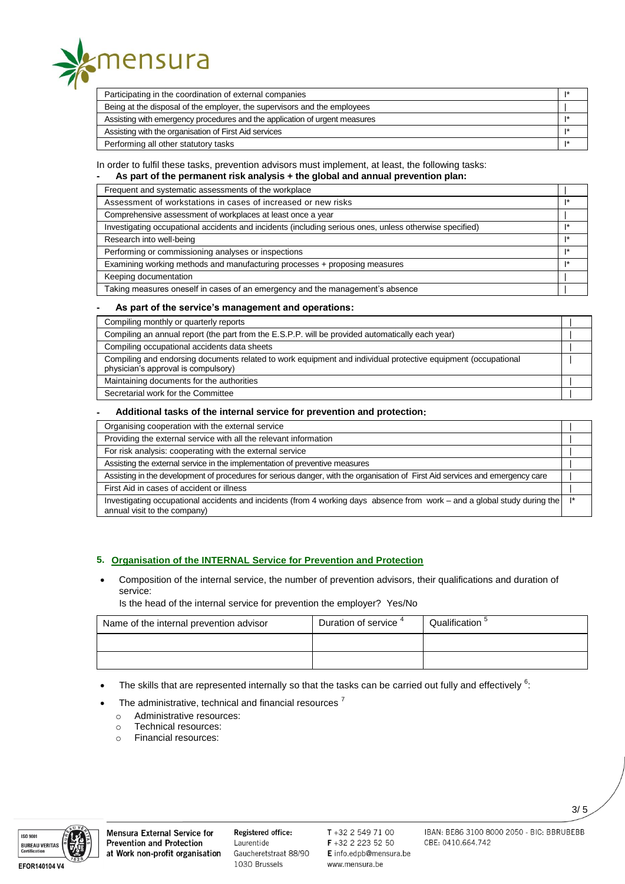| | |
|---|---|
| Participating in the coordination of external companies | I* |
| Being at the disposal of the employer, the supervisors and the employees | I |
| Assisting with emergency procedures and the application of urgent measures | I* |
| Assisting with the organisation of First Aid services | I* |
| Performing all other statutory tasks | I* |

In order to fulfil these tasks, prevention advisors must implement, at least, the following tasks:

- **As part of the permanent risk analysis + the global and annual prevention plan:**

| | |
|---|---|
| Frequent and systematic assessments of the workplace | I |
| Assessment of workstations in cases of increased or new risks | I* |
| Comprehensive assessment of workplaces at least once a year | I |
| Investigating occupational accidents and incidents (including serious ones, unless otherwise specified) | I* |
| Research into well-being | I* |
| Performing or commissioning analyses or inspections | I* |
| Examining working methods and manufacturing processes + proposing measures | I* |
| Keeping documentation | I |
| Taking measures oneself in cases of an emergency and the management's absence | I |

- **As part of the service's management and operations:**

| | |
|---|---|
| Compiling monthly or quarterly reports | I |
| Compiling an annual report (the part from the E.S.P.P. will be provided automatically each year) | I |
| Compiling occupational accidents data sheets | I |
| Compiling and endorsing documents related to work equipment and individual protective equipment (occupational physician's approval is compulsory) | I |
| Maintaining documents for the authorities | I |
| Secretarial work for the Committee | I |

- **Additional tasks of the internal service for prevention and protection:**

| | |
|---|---|
| Organising cooperation with the external service | I |
| Providing the external service with all the relevant information | I |
| For risk analysis: cooperating with the external service | I |
| Assisting the external service in the implementation of preventive measures | I |
| Assisting in the development of procedures for serious danger, with the organisation of First Aid services and emergency care | I |
| First Aid in cases of accident or illness | I |
| Investigating occupational accidents and incidents (from 4 working days absence from work – and a global study during the annual visit to the company) | I* |

## 5. Organisation of the INTERNAL Service for Prevention and Protection

- Composition of the internal service, the number of prevention advisors, their qualifications and duration of service:

  Is the head of the internal service for prevention the employer? Yes/No

| Name of the internal prevention advisor | Duration of service [4] | Qualification [5] |
|---|---|---|
| | | |
| | | |

- The skills that are represented internally so that the tasks can be carried out fully and effectively [6]:
- The administrative, technical and financial resources [7]
  - Administrative resources:
  - Technical resources:
  - Financial resources: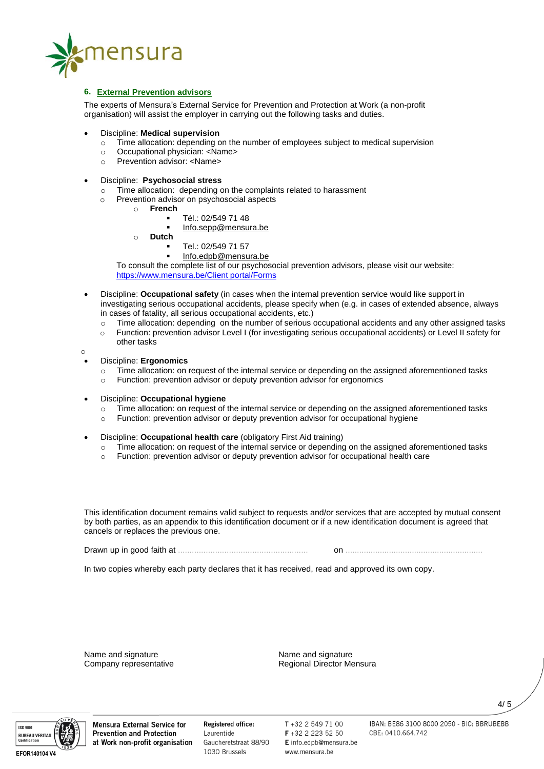## 6. External Prevention advisors

The experts of Mensura's External Service for Prevention and Protection at Work (a non-profit organisation) will assist the employer in carrying out the following tasks and duties.

- Discipline: **Medical supervision**
  - Time allocation: depending on the number of employees subject to medical supervision
  - Occupational physician: <Name>
  - Prevention advisor: <Name>

- Discipline: **Psychosocial stress**
  - Time allocation: depending on the complaints related to harassment
  - Prevention advisor on psychosocial aspects
    - **French**
      - Tél.: 02/549 71 48
      - Info.sepp@mensura.be
    - **Dutch**
      - Tel.: 02/549 71 57
      - Info.edpb@mensura.be

  To consult the complete list of our psychosocial prevention advisors, please visit our website: https://www.mensura.be/Client portal/Forms

- Discipline: **Occupational safety** (in cases when the internal prevention service would like support in investigating serious occupational accidents, please specify when (e.g. in cases of extended absence, always in cases of fatality, all serious occupational accidents, etc.)
  - Time allocation: depending on the number of serious occupational accidents and any other assigned tasks
  - Function: prevention advisor Level I (for investigating serious occupational accidents) or Level II safety for other tasks

- Discipline: **Ergonomics**
  - Time allocation: on request of the internal service or depending on the assigned aforementioned tasks
  - Function: prevention advisor or deputy prevention advisor for ergonomics

- Discipline: **Occupational hygiene**
  - Time allocation: on request of the internal service or depending on the assigned aforementioned tasks
  - Function: prevention advisor or deputy prevention advisor for occupational hygiene

- Discipline: **Occupational health care** (obligatory First Aid training)
  - Time allocation: on request of the internal service or depending on the assigned aforementioned tasks
  - Function: prevention advisor or deputy prevention advisor for occupational health care

This identification document remains valid subject to requests and/or services that are accepted by mutual consent by both parties, as an appendix to this identification document or if a new identification document is agreed that cancels or replaces the previous one.

Drawn up in good faith at ........................................................ on ...........................................................

In two copies whereby each party declares that it has received, read and approved its own copy.

Name and signature
Company representative

Name and signature
Regional Director Mensura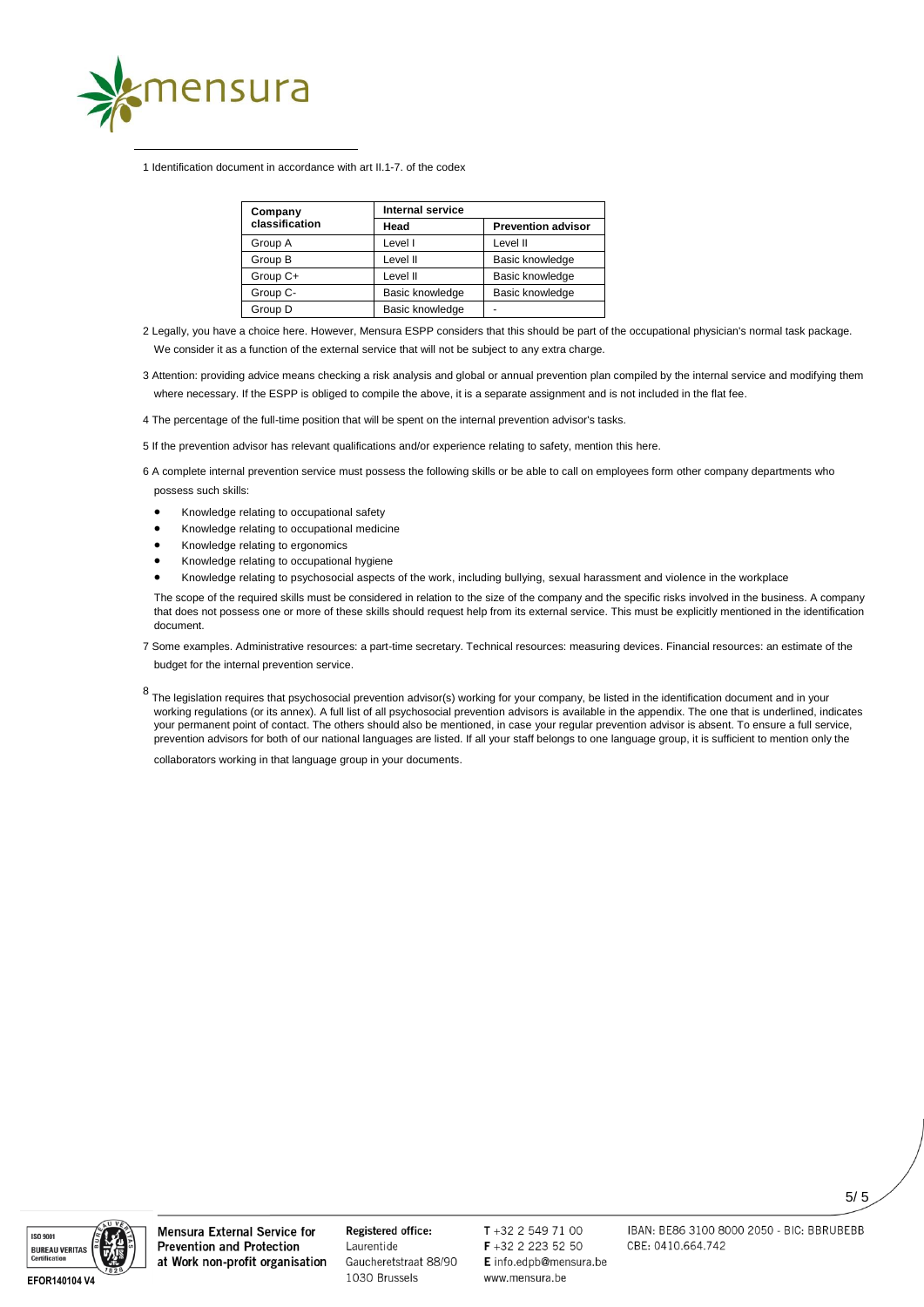1 Identification document in accordance with art II.1-7. of the codex

| Company classification | Internal service | |
|---|---|---|
| | Head | Prevention advisor |
| Group A | Level I | Level II |
| Group B | Level II | Basic knowledge |
| Group C+ | Level II | Basic knowledge |
| Group C- | Basic knowledge | Basic knowledge |
| Group D | Basic knowledge | - |

2 Legally, you have a choice here. However, Mensura ESPP considers that this should be part of the occupational physician's normal task package. We consider it as a function of the external service that will not be subject to any extra charge.

3 Attention: providing advice means checking a risk analysis and global or annual prevention plan compiled by the internal service and modifying them where necessary. If the ESPP is obliged to compile the above, it is a separate assignment and is not included in the flat fee.

4 The percentage of the full-time position that will be spent on the internal prevention advisor's tasks.

5 If the prevention advisor has relevant qualifications and/or experience relating to safety, mention this here.

6 A complete internal prevention service must possess the following skills or be able to call on employees form other company departments who possess such skills:

- Knowledge relating to occupational safety
- Knowledge relating to occupational medicine
- Knowledge relating to ergonomics
- Knowledge relating to occupational hygiene
- Knowledge relating to psychosocial aspects of the work, including bullying, sexual harassment and violence in the workplace

The scope of the required skills must be considered in relation to the size of the company and the specific risks involved in the business. A company that does not possess one or more of these skills should request help from its external service. This must be explicitly mentioned in the identification document.

7 Some examples. Administrative resources: a part-time secretary. Technical resources: measuring devices. Financial resources: an estimate of the budget for the internal prevention service.

8 The legislation requires that psychosocial prevention advisor(s) working for your company, be listed in the identification document and in your working regulations (or its annex). A full list of all psychosocial prevention advisors is available in the appendix. The one that is underlined, indicates your permanent point of contact. The others should also be mentioned, in case your regular prevention advisor is absent. To ensure a full service, prevention advisors for both of our national languages are listed. If all your staff belongs to one language group, it is sufficient to mention only the collaborators working in that language group in your documents.